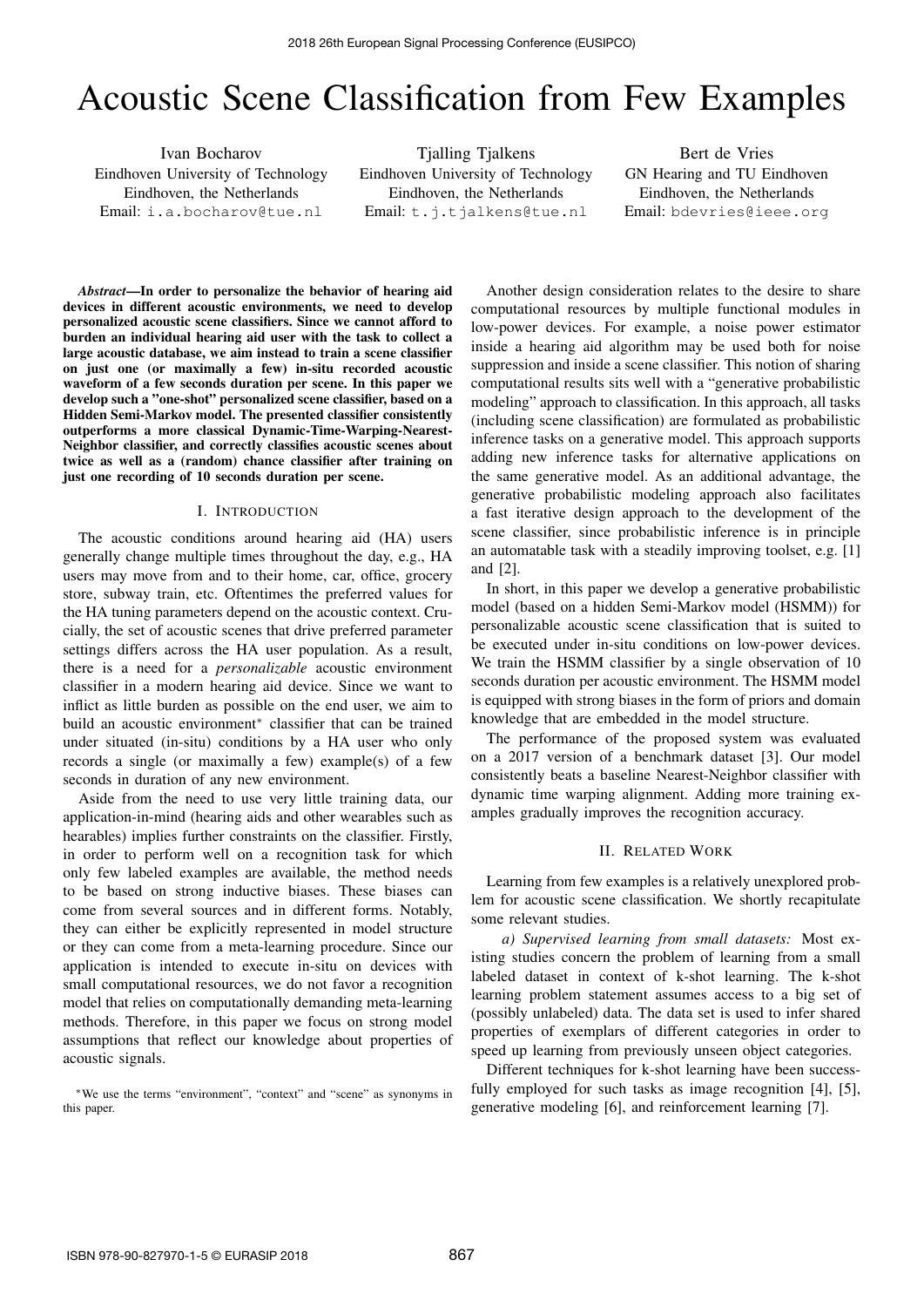# Acoustic Scene Classification from Few Examples

Ivan Bocharov
Eindhoven University of Technology
Eindhoven, the Netherlands
Email: i.a.bocharov@tue.nl

Tjalling Tjalkens
Eindhoven University of Technology
Eindhoven, the Netherlands
Email: t.j.tjalkens@tue.nl

Bert de Vries
GN Hearing and TU Eindhoven
Eindhoven, the Netherlands
Email: bdevries@ieee.org

***Abstract*—In order to personalize the behavior of hearing aid devices in different acoustic environments, we need to develop personalized acoustic scene classifiers. Since we cannot afford to burden an individual hearing aid user with the task to collect a large acoustic database, we aim instead to train a scene classifier on just one (or maximally a few) in-situ recorded acoustic waveform of a few seconds duration per scene. In this paper we develop such a "one-shot" personalized scene classifier, based on a Hidden Semi-Markov model. The presented classifier consistently outperforms a more classical Dynamic-Time-Warping-Nearest-Neighbor classifier, and correctly classifies acoustic scenes about twice as well as a (random) chance classifier after training on just one recording of 10 seconds duration per scene.**

## I. Introduction

The acoustic conditions around hearing aid (HA) users generally change multiple times throughout the day, e.g., HA users may move from and to their home, car, office, grocery store, subway train, etc. Oftentimes the preferred values for the HA tuning parameters depend on the acoustic context. Crucially, the set of acoustic scenes that drive preferred parameter settings differs across the HA user population. As a result, there is a need for a *personalizable* acoustic environment classifier in a modern hearing aid device. Since we want to inflict as little burden as possible on the end user, we aim to build an acoustic environment* classifier that can be trained under situated (in-situ) conditions by a HA user who only records a single (or maximally a few) example(s) of a few seconds in duration of any new environment.

Aside from the need to use very little training data, our application-in-mind (hearing aids and other wearables such as hearables) implies further constraints on the classifier. Firstly, in order to perform well on a recognition task for which only few labeled examples are available, the method needs to be based on strong inductive biases. These biases can come from several sources and in different forms. Notably, they can either be explicitly represented in model structure or they can come from a meta-learning procedure. Since our application is intended to execute in-situ on devices with small computational resources, we do not favor a recognition model that relies on computationally demanding meta-learning methods. Therefore, in this paper we focus on strong model assumptions that reflect our knowledge about properties of acoustic signals.

*We use the terms "environment", "context" and "scene" as synonyms in this paper.

Another design consideration relates to the desire to share computational resources by multiple functional modules in low-power devices. For example, a noise power estimator inside a hearing aid algorithm may be used both for noise suppression and inside a scene classifier. This notion of sharing computational results sits well with a "generative probabilistic modeling" approach to classification. In this approach, all tasks (including scene classification) are formulated as probabilistic inference tasks on a generative model. This approach supports adding new inference tasks for alternative applications on the same generative model. As an additional advantage, the generative probabilistic modeling approach also facilitates a fast iterative design approach to the development of the scene classifier, since probabilistic inference is in principle an automatable task with a steadily improving toolset, e.g. [1] and [2].

In short, in this paper we develop a generative probabilistic model (based on a hidden Semi-Markov model (HSMM)) for personalizable acoustic scene classification that is suited to be executed under in-situ conditions on low-power devices. We train the HSMM classifier by a single observation of 10 seconds duration per acoustic environment. The HSMM model is equipped with strong biases in the form of priors and domain knowledge that are embedded in the model structure.

The performance of the proposed system was evaluated on a 2017 version of a benchmark dataset [3]. Our model consistently beats a baseline Nearest-Neighbor classifier with dynamic time warping alignment. Adding more training examples gradually improves the recognition accuracy.

## II. Related Work

Learning from few examples is a relatively unexplored problem for acoustic scene classification. We shortly recapitulate some relevant studies.

*a) Supervised learning from small datasets:* Most existing studies concern the problem of learning from a small labeled dataset in context of k-shot learning. The k-shot learning problem statement assumes access to a big set of (possibly unlabeled) data. The data set is used to infer shared properties of exemplars of different categories in order to speed up learning from previously unseen object categories.

Different techniques for k-shot learning have been successfully employed for such tasks as image recognition [4], [5], generative modeling [6], and reinforcement learning [7].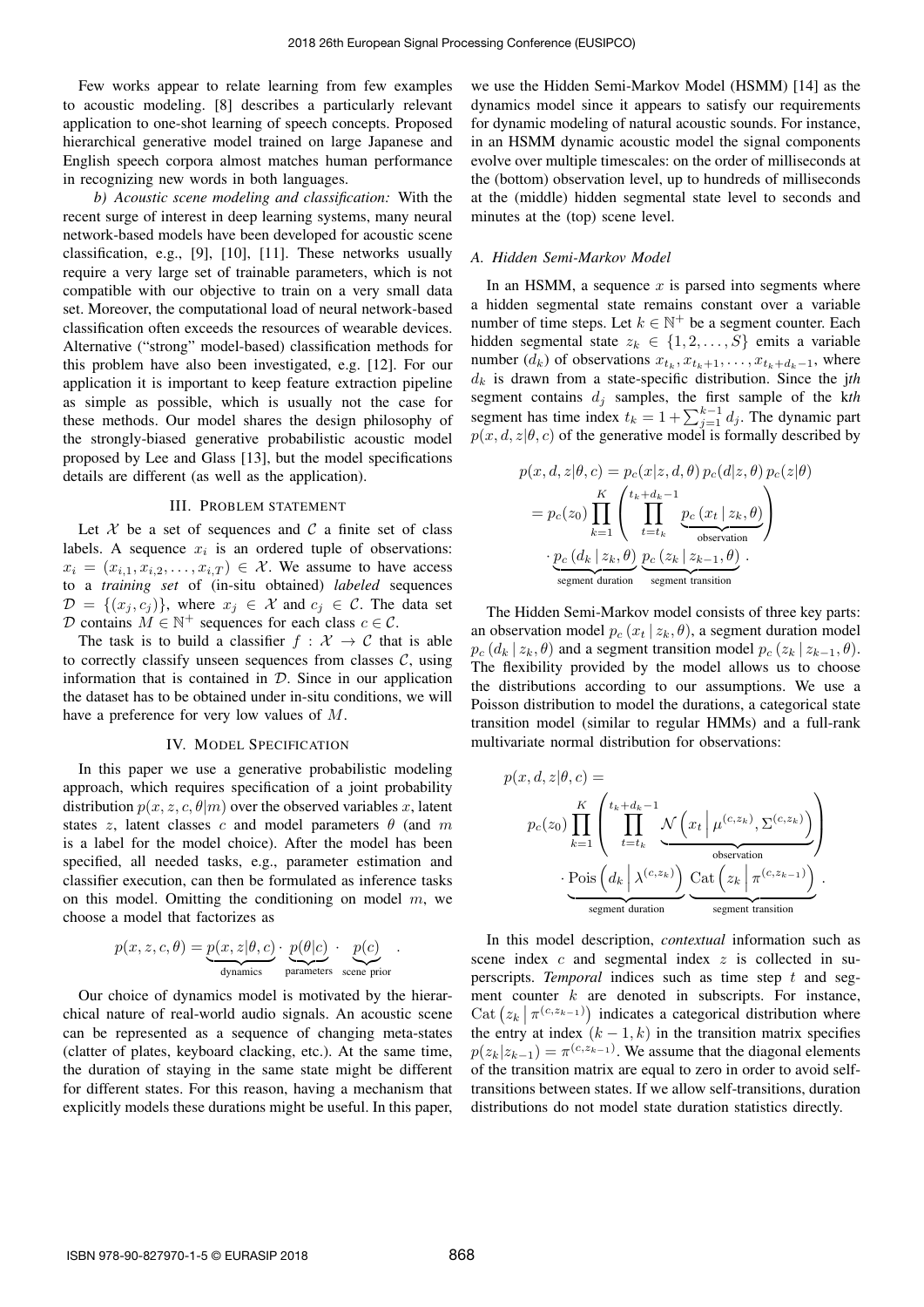Few works appear to relate learning from few examples to acoustic modeling. [8] describes a particularly relevant application to one-shot learning of speech concepts. Proposed hierarchical generative model trained on large Japanese and English speech corpora almost matches human performance in recognizing new words in both languages.

*b) Acoustic scene modeling and classification:* With the recent surge of interest in deep learning systems, many neural network-based models have been developed for acoustic scene classification, e.g., [9], [10], [11]. These networks usually require a very large set of trainable parameters, which is not compatible with our objective to train on a very small data set. Moreover, the computational load of neural network-based classification often exceeds the resources of wearable devices. Alternative ("strong" model-based) classification methods for this problem have also been investigated, e.g. [12]. For our application it is important to keep feature extraction pipeline as simple as possible, which is usually not the case for these methods. Our model shares the design philosophy of the strongly-biased generative probabilistic acoustic model proposed by Lee and Glass [13], but the model specifications details are different (as well as the application).

## III. Problem Statement

Let $\mathcal{X}$ be a set of sequences and $\mathcal{C}$ a finite set of class labels. A sequence $x_i$ is an ordered tuple of observations: $x_i = (x_{i,1}, x_{i,2}, \ldots, x_{i,T}) \in \mathcal{X}$. We assume to have access to a *training set* of (in-situ obtained) *labeled* sequences $\mathcal{D} = \{(x_j, c_j)\}$, where $x_j \in \mathcal{X}$ and $c_j \in \mathcal{C}$. The data set $\mathcal{D}$ contains $M \in \mathbb{N}^+$ sequences for each class $c \in \mathcal{C}$.

The task is to build a classifier $f : \mathcal{X} \to \mathcal{C}$ that is able to correctly classify unseen sequences from classes $\mathcal{C}$, using information that is contained in $\mathcal{D}$. Since in our application the dataset has to be obtained under in-situ conditions, we will have a preference for very low values of $M$.

## IV. Model Specification

In this paper we use a generative probabilistic modeling approach, which requires specification of a joint probability distribution $p(x, z, c, \theta|m)$ over the observed variables $x$, latent states $z$, latent classes $c$ and model parameters $\theta$ (and $m$ is a label for the model choice). After the model has been specified, all needed tasks, e.g., parameter estimation and classifier execution, can then be formulated as inference tasks on this model. Omitting the conditioning on model $m$, we choose a model that factorizes as

$$p(x, z, c, \theta) = \underbrace{p(x, z|\theta, c)}_{\text{dynamics}} \cdot \underbrace{p(\theta|c)}_{\text{parameters}} \cdot \underbrace{p(c)}_{\text{scene prior}} .$$

Our choice of dynamics model is motivated by the hierarchical nature of real-world audio signals. An acoustic scene can be represented as a sequence of changing meta-states (clatter of plates, keyboard clacking, etc.). At the same time, the duration of staying in the same state might be different for different states. For this reason, having a mechanism that explicitly models these durations might be useful. In this paper, we use the Hidden Semi-Markov Model (HSMM) [14] as the dynamics model since it appears to satisfy our requirements for dynamic modeling of natural acoustic sounds. For instance, in an HSMM dynamic acoustic model the signal components evolve over multiple timescales: on the order of milliseconds at the (bottom) observation level, up to hundreds of milliseconds at the (middle) hidden segmental state level to seconds and minutes at the (top) scene level.

### A. Hidden Semi-Markov Model

In an HSMM, a sequence $x$ is parsed into segments where a hidden segmental state remains constant over a variable number of time steps. Let $k \in \mathbb{N}^+$ be a segment counter. Each hidden segmental state $z_k \in \{1, 2, \ldots, S\}$ emits a variable number ($d_k$) of observations $x_{t_k}, x_{t_k+1}, \ldots, x_{t_k+d_k-1}$, where $d_k$ is drawn from a state-specific distribution. Since the j*th* segment contains $d_j$ samples, the first sample of the k*th* segment has time index $t_k = 1 + \sum_{j=1}^{k-1} d_j$. The dynamic part $p(x, d, z|\theta, c)$ of the generative model is formally described by

$$\begin{aligned} p(x, d, z|\theta, c) &= p_c(x|z, d, \theta)\, p_c(d|z, \theta)\, p_c(z|\theta) \\ &= p_c(z_0) \prod_{k=1}^{K} \left( \prod_{t=t_k}^{t_k+d_k-1} \underbrace{p_c\left(x_t \mid z_k, \theta\right)}_{\text{observation}} \right) \\ &\quad \cdot \underbrace{p_c\left(d_k \mid z_k, \theta\right)}_{\text{segment duration}} \underbrace{p_c\left(z_k \mid z_{k-1}, \theta\right)}_{\text{segment transition}} . \end{aligned}$$

The Hidden Semi-Markov model consists of three key parts: an observation model $p_c\left(x_t \mid z_k, \theta\right)$, a segment duration model $p_c\left(d_k \mid z_k, \theta\right)$ and a segment transition model $p_c\left(z_k \mid z_{k-1}, \theta\right)$. The flexibility provided by the model allows us to choose the distributions according to our assumptions. We use a Poisson distribution to model the durations, a categorical state transition model (similar to regular HMMs) and a full-rank multivariate normal distribution for observations:

$$\begin{aligned} p(x, d, z|\theta, c) &= \\ p_c(z_0) &\prod_{k=1}^{K} \left( \prod_{t=t_k}^{t_k+d_k-1} \underbrace{\mathcal{N}\left(x_t \,\middle|\, \mu^{(c,z_k)}, \Sigma^{(c,z_k)}\right)}_{\text{observation}} \right) \\ &\cdot \underbrace{\mathrm{Pois}\left(d_k \,\middle|\, \lambda^{(c,z_k)}\right)}_{\text{segment duration}} \underbrace{\mathrm{Cat}\left(z_k \,\middle|\, \pi^{(c,z_{k-1})}\right)}_{\text{segment transition}} . \end{aligned}$$

In this model description, *contextual* information such as scene index $c$ and segmental index $z$ is collected in superscripts. *Temporal* indices such as time step $t$ and segment counter $k$ are denoted in subscripts. For instance, $\mathrm{Cat}\left(z_k \,\middle|\, \pi^{(c,z_{k-1})}\right)$ indicates a categorical distribution where the entry at index $(k-1, k)$ in the transition matrix specifies $p(z_k|z_{k-1}) = \pi^{(c,z_{k-1})}$. We assume that the diagonal elements of the transition matrix are equal to zero in order to avoid self-transitions between states. If we allow self-transitions, duration distributions do not model state duration statistics directly.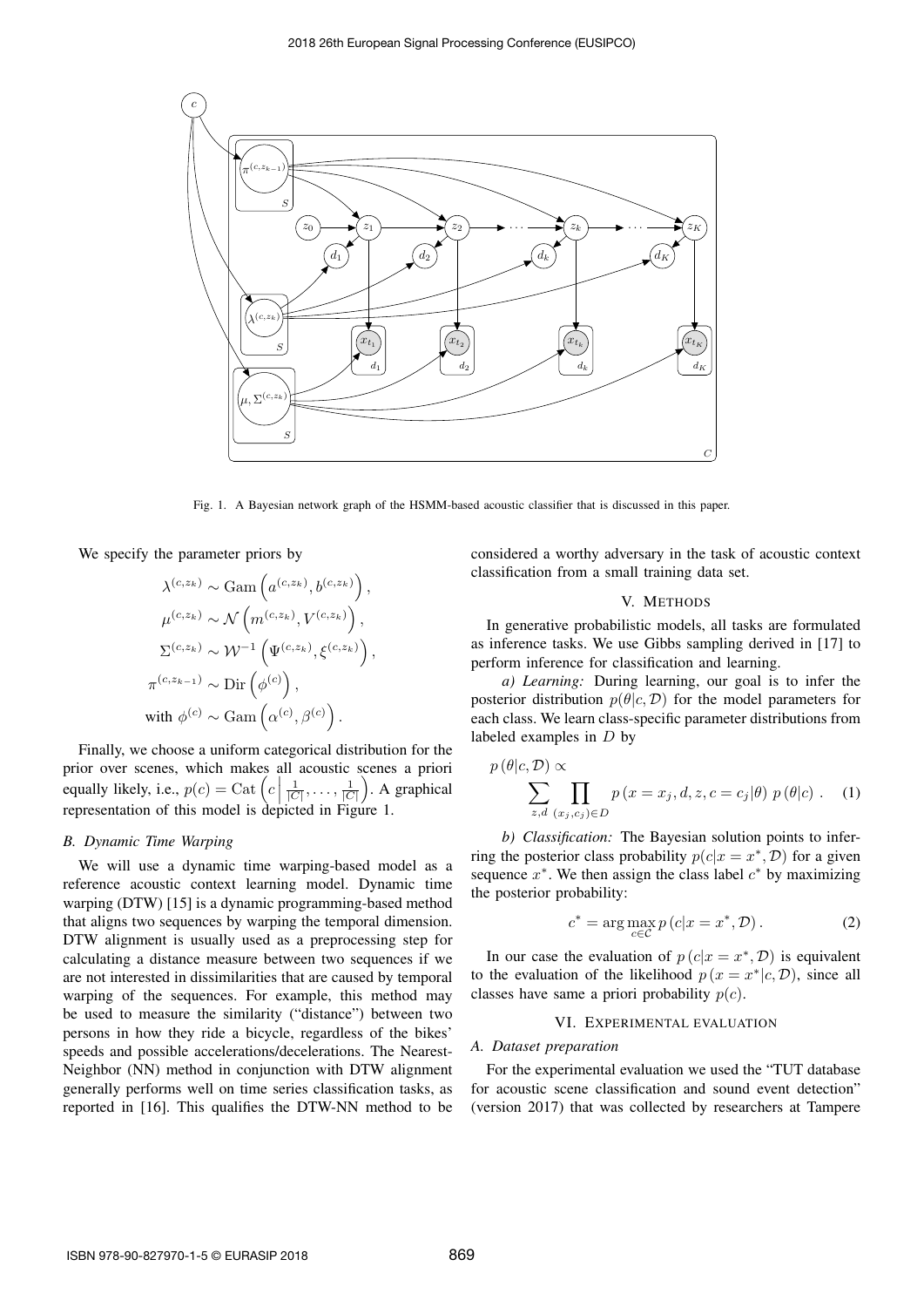Fig. 1. A Bayesian network graph of the HSMM-based acoustic classifier that is discussed in this paper.

We specify the parameter priors by

$$\lambda^{(c,z_k)} \sim \mathrm{Gam}\left(a^{(c,z_k)}, b^{(c,z_k)}\right),$$
$$\mu^{(c,z_k)} \sim \mathcal{N}\left(m^{(c,z_k)}, V^{(c,z_k)}\right),$$
$$\Sigma^{(c,z_k)} \sim \mathcal{W}^{-1}\left(\Psi^{(c,z_k)}, \xi^{(c,z_k)}\right),$$
$$\pi^{(c,z_{k-1})} \sim \mathrm{Dir}\left(\phi^{(c)}\right),$$
$$\text{with } \phi^{(c)} \sim \mathrm{Gam}\left(\alpha^{(c)}, \beta^{(c)}\right).$$

Finally, we choose a uniform categorical distribution for the prior over scenes, which makes all acoustic scenes a priori equally likely, i.e., $p(c) = \mathrm{Cat}\left(c \,\middle|\, \frac{1}{|C|}, \ldots, \frac{1}{|C|}\right)$. A graphical representation of this model is depicted in Figure 1.

### B. Dynamic Time Warping

We will use a dynamic time warping-based model as a reference acoustic context learning model. Dynamic time warping (DTW) [15] is a dynamic programming-based method that aligns two sequences by warping the temporal dimension. DTW alignment is usually used as a preprocessing step for calculating a distance measure between two sequences if we are not interested in dissimilarities that are caused by temporal warping of the sequences. For example, this method may be used to measure the similarity ("distance") between two persons in how they ride a bicycle, regardless of the bikes' speeds and possible accelerations/decelerations. The Nearest-Neighbor (NN) method in conjunction with DTW alignment generally performs well on time series classification tasks, as reported in [16]. This qualifies the DTW-NN method to be considered a worthy adversary in the task of acoustic context classification from a small training data set.

## V. Methods

In generative probabilistic models, all tasks are formulated as inference tasks. We use Gibbs sampling derived in [17] to perform inference for classification and learning.

*a) Learning:* During learning, our goal is to infer the posterior distribution $p(\theta|c, \mathcal{D})$ for the model parameters for each class. We learn class-specific parameter distributions from labeled examples in $D$ by

$$p(\theta|c, \mathcal{D}) \propto \sum_{z,d} \prod_{(x_j, c_j) \in D} p(x = x_j, d, z, c = c_j|\theta)\; p(\theta|c)\,. \quad (1)$$

*b) Classification:* The Bayesian solution points to inferring the posterior class probability $p(c|x = x^*, \mathcal{D})$ for a given sequence $x^*$. We then assign the class label $c^*$ by maximizing the posterior probability:

$$c^* = \arg\max_{c \in \mathcal{C}} p(c|x = x^*, \mathcal{D})\,. \quad (2)$$

In our case the evaluation of $p(c|x = x^*, \mathcal{D})$ is equivalent to the evaluation of the likelihood $p(x = x^*|c, \mathcal{D})$, since all classes have same a priori probability $p(c)$.

## VI. Experimental Evaluation

### A. Dataset preparation

For the experimental evaluation we used the "TUT database for acoustic scene classification and sound event detection" (version 2017) that was collected by researchers at Tampere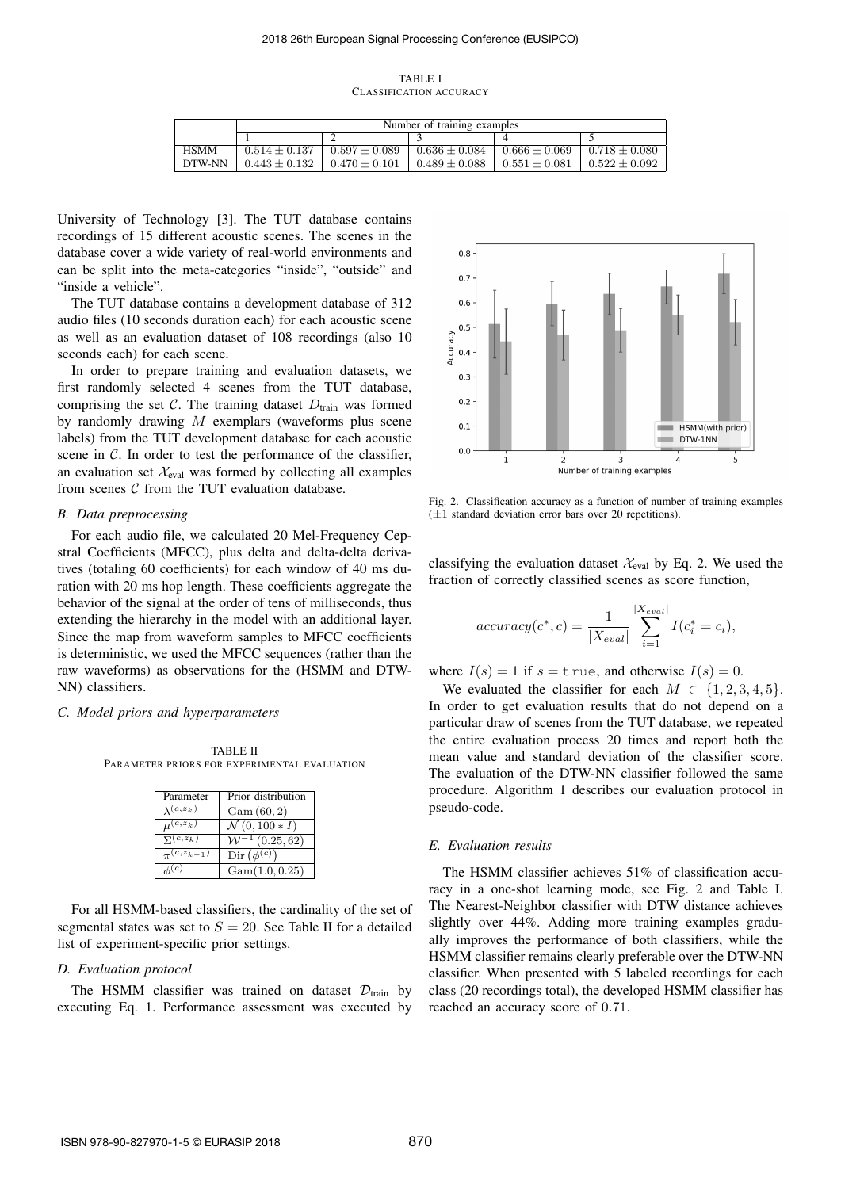TABLE I
CLASSIFICATION ACCURACY

| | Number of training examples | | | | |
|---|---|---|---|---|---|
| | 1 | 2 | 3 | 4 | 5 |
| HSMM | $0.514 \pm 0.137$ | $0.597 \pm 0.089$ | $0.636 \pm 0.084$ | $0.666 \pm 0.069$ | $0.718 \pm 0.080$ |
| DTW-NN | $0.443 \pm 0.132$ | $0.470 \pm 0.101$ | $0.489 \pm 0.088$ | $0.551 \pm 0.081$ | $0.522 \pm 0.092$ |

University of Technology [3]. The TUT database contains recordings of 15 different acoustic scenes. The scenes in the database cover a wide variety of real-world environments and can be split into the meta-categories "inside", "outside" and "inside a vehicle".

The TUT database contains a development database of 312 audio files (10 seconds duration each) for each acoustic scene as well as an evaluation dataset of 108 recordings (also 10 seconds each) for each scene.

In order to prepare training and evaluation datasets, we first randomly selected 4 scenes from the TUT database, comprising the set $\mathcal{C}$. The training dataset $D_{\text{train}}$ was formed by randomly drawing $M$ exemplars (waveforms plus scene labels) from the TUT development database for each acoustic scene in $\mathcal{C}$. In order to test the performance of the classifier, an evaluation set $\mathcal{X}_{\text{eval}}$ was formed by collecting all examples from scenes $\mathcal{C}$ from the TUT evaluation database.

### *B. Data preprocessing*

For each audio file, we calculated 20 Mel-Frequency Cepstral Coefficients (MFCC), plus delta and delta-delta derivatives (totaling 60 coefficients) for each window of 40 ms duration with 20 ms hop length. These coefficients aggregate the behavior of the signal at the order of tens of milliseconds, thus extending the hierarchy in the model with an additional layer. Since the map from waveform samples to MFCC coefficients is deterministic, we used the MFCC sequences (rather than the raw waveforms) as observations for the (HSMM and DTW-NN) classifiers.

### *C. Model priors and hyperparameters*

TABLE II
PARAMETER PRIORS FOR EXPERIMENTAL EVALUATION

| Parameter | Prior distribution |
|---|---|
| $\lambda^{(c,z_k)}$ | $\text{Gam}\,(60, 2)$ |
| $\mu^{(c,z_k)}$ | $\mathcal{N}\,(0, 100 * I)$ |
| $\Sigma^{(c,z_k)}$ | $\mathcal{W}^{-1}\,(0.25, 62)$ |
| $\pi^{(c,z_{k-1})}$ | $\text{Dir}\,(\phi^{(c)})$ |
| $\phi^{(c)}$ | $\text{Gam}(1.0, 0.25)$ |

For all HSMM-based classifiers, the cardinality of the set of segmental states was set to $S = 20$. See Table II for a detailed list of experiment-specific prior settings.

### *D. Evaluation protocol*

The HSMM classifier was trained on dataset $\mathcal{D}_{\text{train}}$ by executing Eq. 1. Performance assessment was executed by classifying the evaluation dataset $\mathcal{X}_{\text{eval}}$ by Eq. 2. We used the fraction of correctly classified scenes as score function,

$$accuracy(c^*, c) = \frac{1}{|X_{eval}|} \sum_{i=1}^{|X_{eval}|} I(c_i^* = c_i),$$

where $I(s) = 1$ if $s = \texttt{true}$, and otherwise $I(s) = 0$.

We evaluated the classifier for each $M \in \{1, 2, 3, 4, 5\}$. In order to get evaluation results that do not depend on a particular draw of scenes from the TUT database, we repeated the entire evaluation process 20 times and report both the mean value and standard deviation of the classifier score. The evaluation of the DTW-NN classifier followed the same procedure. Algorithm 1 describes our evaluation protocol in pseudo-code.

Fig. 2. Classification accuracy as a function of number of training examples ($\pm 1$ standard deviation error bars over 20 repetitions).

### *E. Evaluation results*

The HSMM classifier achieves 51% of classification accuracy in a one-shot learning mode, see Fig. 2 and Table I. The Nearest-Neighbor classifier with DTW distance achieves slightly over 44%. Adding more training examples gradually improves the performance of both classifiers, while the HSMM classifier remains clearly preferable over the DTW-NN classifier. When presented with 5 labeled recordings for each class (20 recordings total), the developed HSMM classifier has reached an accuracy score of 0.71.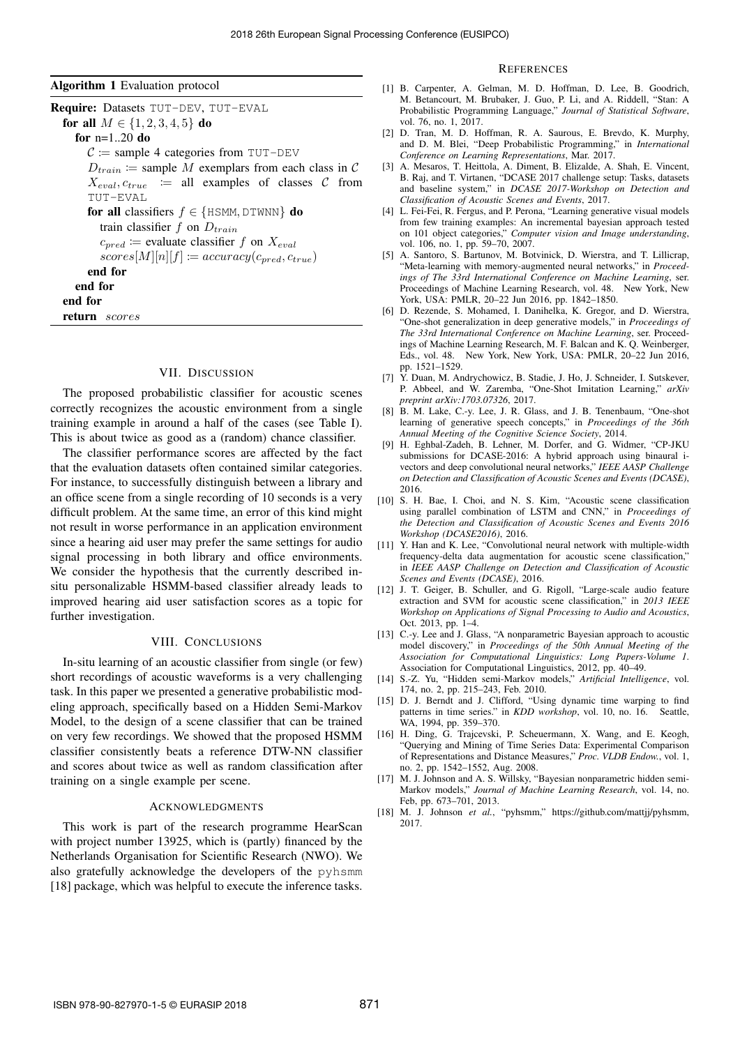**Algorithm 1** Evaluation protocol

**Require:** Datasets TUT-DEV, TUT-EVAL
**for all** $M \in \{1, 2, 3, 4, 5\}$ **do**
  **for** n=1..20 **do**
    $\mathcal{C} :=$ sample 4 categories from TUT-DEV
    $D_{train} :=$ sample $M$ exemplars from each class in $\mathcal{C}$
    $X_{eval}, c_{true} :=$ all examples of classes $\mathcal{C}$ from TUT-EVAL
    **for all** classifiers $f \in \{\text{HSMM}, \text{DTWNN}\}$ **do**
      train classifier $f$ on $D_{train}$
      $c_{pred} :=$ evaluate classifier $f$ on $X_{eval}$
      $scores[M][n][f] := accuracy(c_{pred}, c_{true})$
    **end for**
  **end for**
**end for**
**return** $scores$

## VII. Discussion

The proposed probabilistic classifier for acoustic scenes correctly recognizes the acoustic environment from a single training example in around a half of the cases (see Table I). This is about twice as good as a (random) chance classifier.

The classifier performance scores are affected by the fact that the evaluation datasets often contained similar categories. For instance, to successfully distinguish between a library and an office scene from a single recording of 10 seconds is a very difficult problem. At the same time, an error of this kind might not result in worse performance in an application environment since a hearing aid user may prefer the same settings for audio signal processing in both library and office environments. We consider the hypothesis that the currently described in-situ personalizable HSMM-based classifier already leads to improved hearing aid user satisfaction scores as a topic for further investigation.

## VIII. Conclusions

In-situ learning of an acoustic classifier from single (or few) short recordings of acoustic waveforms is a very challenging task. In this paper we presented a generative probabilistic modeling approach, specifically based on a Hidden Semi-Markov Model, to the design of a scene classifier that can be trained on very few recordings. We showed that the proposed HSMM classifier consistently beats a reference DTW-NN classifier and scores about twice as well as random classification after training on a single example per scene.

## Acknowledgments

This work is part of the research programme HearScan with project number 13925, which is (partly) financed by the Netherlands Organisation for Scientific Research (NWO). We also gratefully acknowledge the developers of the pyhsmm [18] package, which was helpful to execute the inference tasks.

## References

[1] B. Carpenter, A. Gelman, M. D. Hoffman, D. Lee, B. Goodrich, M. Betancourt, M. Brubaker, J. Guo, P. Li, and A. Riddell, "Stan: A Probabilistic Programming Language," *Journal of Statistical Software*, vol. 76, no. 1, 2017.

[2] D. Tran, M. D. Hoffman, R. A. Saurous, E. Brevdo, K. Murphy, and D. M. Blei, "Deep Probabilistic Programming," in *International Conference on Learning Representations*, Mar. 2017.

[3] A. Mesaros, T. Heittola, A. Diment, B. Elizalde, A. Shah, E. Vincent, B. Raj, and T. Virtanen, "DCASE 2017 challenge setup: Tasks, datasets and baseline system," in *DCASE 2017-Workshop on Detection and Classification of Acoustic Scenes and Events*, 2017.

[4] L. Fei-Fei, R. Fergus, and P. Perona, "Learning generative visual models from few training examples: An incremental bayesian approach tested on 101 object categories," *Computer vision and Image understanding*, vol. 106, no. 1, pp. 59–70, 2007.

[5] A. Santoro, S. Bartunov, M. Botvinick, D. Wierstra, and T. Lillicrap, "Meta-learning with memory-augmented neural networks," in *Proceedings of The 33rd International Conference on Machine Learning*, ser. Proceedings of Machine Learning Research, vol. 48. New York, New York, USA: PMLR, 20–22 Jun 2016, pp. 1842–1850.

[6] D. Rezende, S. Mohamed, I. Danihelka, K. Gregor, and D. Wierstra, "One-shot generalization in deep generative models," in *Proceedings of The 33rd International Conference on Machine Learning*, ser. Proceedings of Machine Learning Research, M. F. Balcan and K. Q. Weinberger, Eds., vol. 48. New York, New York, USA: PMLR, 20–22 Jun 2016, pp. 1521–1529.

[7] Y. Duan, M. Andrychowicz, B. Stadie, J. Ho, J. Schneider, I. Sutskever, P. Abbeel, and W. Zaremba, "One-Shot Imitation Learning," *arXiv preprint arXiv:1703.07326*, 2017.

[8] B. M. Lake, C.-y. Lee, J. R. Glass, and J. B. Tenenbaum, "One-shot learning of generative speech concepts," in *Proceedings of the 36th Annual Meeting of the Cognitive Science Society*, 2014.

[9] H. Eghbal-Zadeh, B. Lehner, M. Dorfer, and G. Widmer, "CP-JKU submissions for DCASE-2016: A hybrid approach using binaural i-vectors and deep convolutional neural networks," *IEEE AASP Challenge on Detection and Classification of Acoustic Scenes and Events (DCASE)*, 2016.

[10] S. H. Bae, I. Choi, and N. S. Kim, "Acoustic scene classification using parallel combination of LSTM and CNN," in *Proceedings of the Detection and Classification of Acoustic Scenes and Events 2016 Workshop (DCASE2016)*, 2016.

[11] Y. Han and K. Lee, "Convolutional neural network with multiple-width frequency-delta data augmentation for acoustic scene classification," in *IEEE AASP Challenge on Detection and Classification of Acoustic Scenes and Events (DCASE)*, 2016.

[12] J. T. Geiger, B. Schuller, and G. Rigoll, "Large-scale audio feature extraction and SVM for acoustic scene classification," in *2013 IEEE Workshop on Applications of Signal Processing to Audio and Acoustics*, Oct. 2013, pp. 1–4.

[13] C.-y. Lee and J. Glass, "A nonparametric Bayesian approach to acoustic model discovery," in *Proceedings of the 50th Annual Meeting of the Association for Computational Linguistics: Long Papers-Volume 1*. Association for Computational Linguistics, 2012, pp. 40–49.

[14] S.-Z. Yu, "Hidden semi-Markov models," *Artificial Intelligence*, vol. 174, no. 2, pp. 215–243, Feb. 2010.

[15] D. J. Berndt and J. Clifford, "Using dynamic time warping to find patterns in time series." in *KDD workshop*, vol. 10, no. 16. Seattle, WA, 1994, pp. 359–370.

[16] H. Ding, G. Trajcevski, P. Scheuermann, X. Wang, and E. Keogh, "Querying and Mining of Time Series Data: Experimental Comparison of Representations and Distance Measures," *Proc. VLDB Endow.*, vol. 1, no. 2, pp. 1542–1552, Aug. 2008.

[17] M. J. Johnson and A. S. Willsky, "Bayesian nonparametric hidden semi-Markov models," *Journal of Machine Learning Research*, vol. 14, no. Feb, pp. 673–701, 2013.

[18] M. J. Johnson *et al.*, "pyhsmm," https://github.com/mattjj/pyhsmm, 2017.